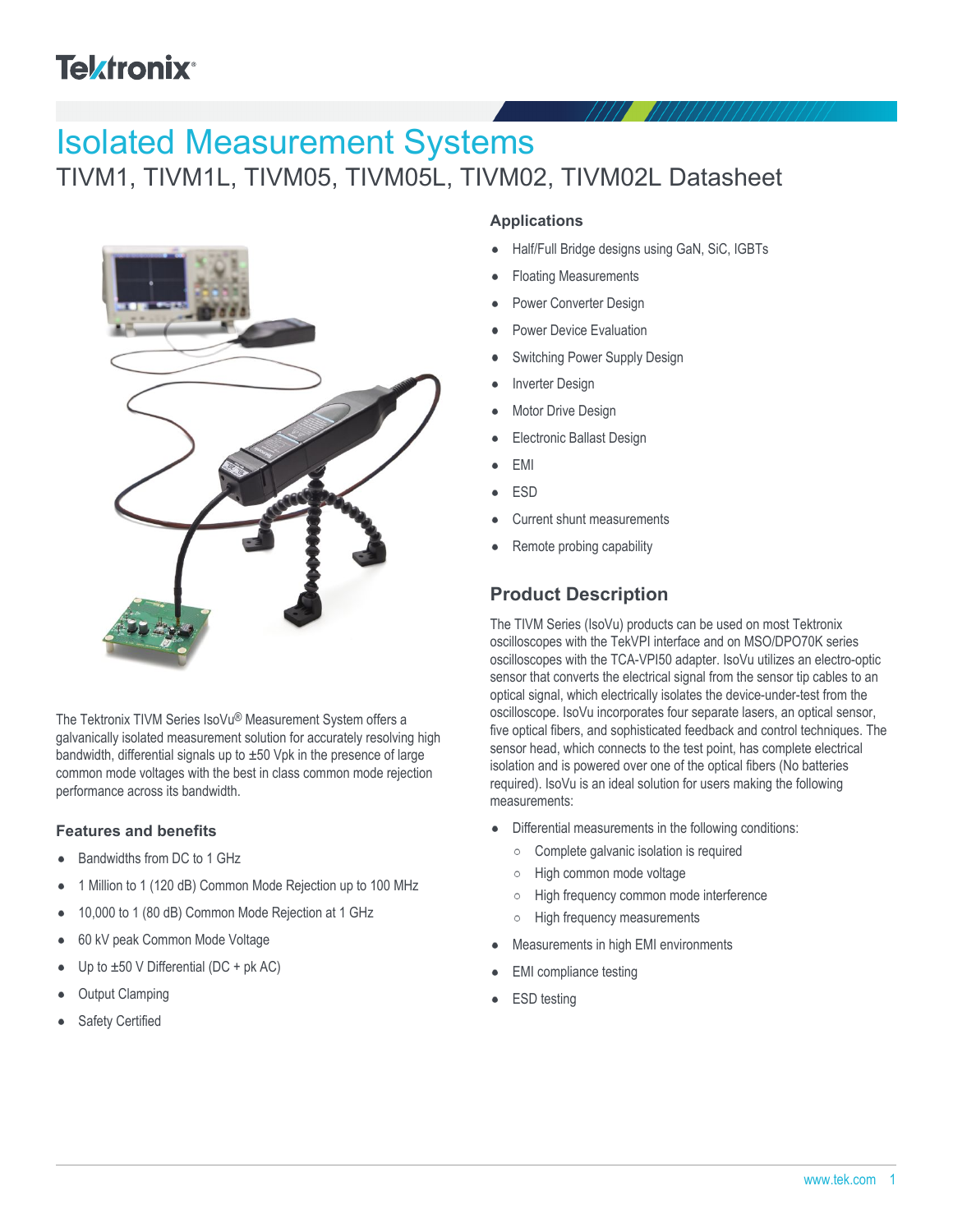# Isolated Measurement Systems

## TIVM1, TIVM1L, TIVM05, TIVM05L, TIVM02, TIVM02L Datasheet

The Tektronix TIVM Series IsoVu® Measurement System offers a galvanically isolated measurement solution for accurately resolving high bandwidth, differential signals up to ±50 Vpk in the presence of large common mode voltages with the best in class common mode rejection performance across its bandwidth.

### Features and benefits

- Bandwidths from DC to 1 GHz
- 1 Million to 1 (120 dB) Common Mode Rejection up to 100 MHz
- 10,000 to 1 (80 dB) Common Mode Rejection at 1 GHz
- 60 kV peak Common Mode Voltage
- Up to ±50 V Differential (DC + pk AC)
- Output Clamping
- Safety Certified

### Applications

- Half/Full Bridge designs using GaN, SiC, IGBTs
- Floating Measurements
- Power Converter Design
- Power Device Evaluation
- Switching Power Supply Design
- Inverter Design
- Motor Drive Design
- Electronic Ballast Design
- EMI
- ESD
- Current shunt measurements
- Remote probing capability

## Product Description

The TIVM Series (IsoVu) products can be used on most Tektronix oscilloscopes with the TekVPI interface and on MSO/DPO70K series oscilloscopes with the TCA-VPI50 adapter. IsoVu utilizes an electro-optic sensor that converts the electrical signal from the sensor tip cables to an optical signal, which electrically isolates the device-under-test from the oscilloscope. IsoVu incorporates four separate lasers, an optical sensor, five optical fibers, and sophisticated feedback and control techniques. The sensor head, which connects to the test point, has complete electrical isolation and is powered over one of the optical fibers (No batteries required). IsoVu is an ideal solution for users making the following measurements:

- Differential measurements in the following conditions:
  - Complete galvanic isolation is required
  - High common mode voltage
  - High frequency common mode interference
  - High frequency measurements
- Measurements in high EMI environments
- EMI compliance testing
- ESD testing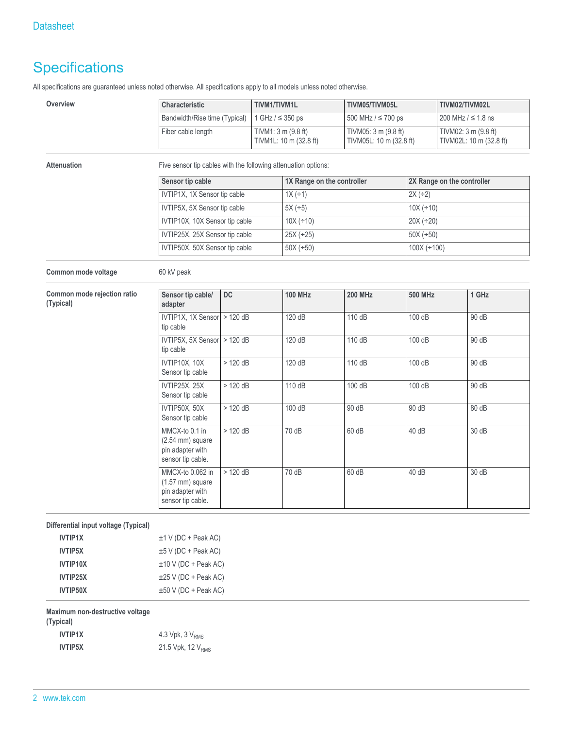# Specifications

All specifications are guaranteed unless noted otherwise. All specifications apply to all models unless noted otherwise.

**Overview**

| Characteristic | TIVM1/TIVM1L | TIVM05/TIVM05L | TIVM02/TIVM02L |
|---|---|---|---|
| Bandwidth/Rise time (Typical) | 1 GHz / ≤ 350 ps | 500 MHz / ≤ 700 ps | 200 MHz / ≤ 1.8 ns |
| Fiber cable length | TIVM1: 3 m (9.8 ft)<br>TIVM1L: 10 m (32.8 ft) | TIVM05: 3 m (9.8 ft)<br>TIVM05L: 10 m (32.8 ft) | TIVM02: 3 m (9.8 ft)<br>TIVM02L: 10 m (32.8 ft) |

**Attenuation**

Five sensor tip cables with the following attenuation options:

| Sensor tip cable | 1X Range on the controller | 2X Range on the controller |
|---|---|---|
| IVTIP1X, 1X Sensor tip cable | 1X (÷1) | 2X (÷2) |
| IVTIP5X, 5X Sensor tip cable | 5X (÷5) | 10X (÷10) |
| IVTIP10X, 10X Sensor tip cable | 10X (÷10) | 20X (÷20) |
| IVTIP25X, 25X Sensor tip cable | 25X (÷25) | 50X (÷50) |
| IVTIP50X, 50X Sensor tip cable | 50X (÷50) | 100X (÷100) |

**Common mode voltage**

60 kV peak

**Common mode rejection ratio (Typical)**

| Sensor tip cable/ adapter | DC | 100 MHz | 200 MHz | 500 MHz | 1 GHz |
|---|---|---|---|---|---|
| IVTIP1X, 1X Sensor tip cable | > 120 dB | 120 dB | 110 dB | 100 dB | 90 dB |
| IVTIP5X, 5X Sensor tip cable | > 120 dB | 120 dB | 110 dB | 100 dB | 90 dB |
| IVTIP10X, 10X Sensor tip cable | > 120 dB | 120 dB | 110 dB | 100 dB | 90 dB |
| IVTIP25X, 25X Sensor tip cable | > 120 dB | 110 dB | 100 dB | 100 dB | 90 dB |
| IVTIP50X, 50X Sensor tip cable | > 120 dB | 100 dB | 90 dB | 90 dB | 80 dB |
| MMCX-to 0.1 in (2.54 mm) square pin adapter with sensor tip cable. | > 120 dB | 70 dB | 60 dB | 40 dB | 30 dB |
| MMCX-to 0.062 in (1.57 mm) square pin adapter with sensor tip cable. | > 120 dB | 70 dB | 60 dB | 40 dB | 30 dB |

**Differential input voltage (Typical)**

| | |
|---|---|
| **IVTIP1X** | ±1 V (DC + Peak AC) |
| **IVTIP5X** | ±5 V (DC + Peak AC) |
| **IVTIP10X** | ±10 V (DC + Peak AC) |
| **IVTIP25X** | ±25 V (DC + Peak AC) |
| **IVTIP50X** | ±50 V (DC + Peak AC) |

**Maximum non-destructive voltage (Typical)**

| | |
|---|---|
| **IVTIP1X** | 4.3 Vpk, 3 $V_{RMS}$ |
| **IVTIP5X** | 21.5 Vpk, 12 $V_{RMS}$ |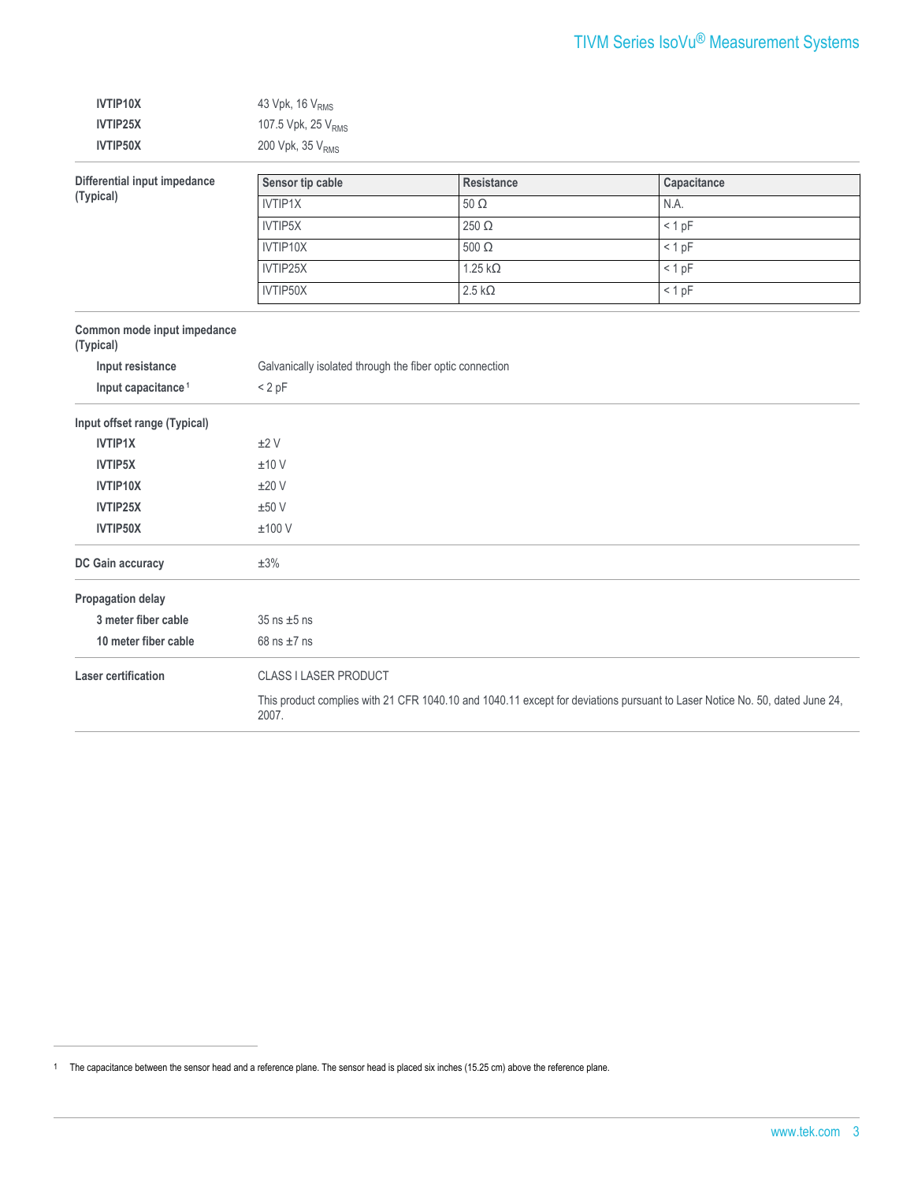| | |
|---|---|
| **IVTIP10X** | 43 Vpk, 16 $V_{RMS}$ |
| **IVTIP25X** | 107.5 Vpk, 25 $V_{RMS}$ |
| **IVTIP50X** | 200 Vpk, 35 $V_{RMS}$ |

**Differential input impedance (Typical)**

| Sensor tip cable | Resistance | Capacitance |
|---|---|---|
| IVTIP1X | 50 Ω | N.A. |
| IVTIP5X | 250 Ω | < 1 pF |
| IVTIP10X | 500 Ω | < 1 pF |
| IVTIP25X | 1.25 kΩ | < 1 pF |
| IVTIP50X | 2.5 kΩ | < 1 pF |

**Common mode input impedance (Typical)**

| | |
|---|---|
| **Input resistance** | Galvanically isolated through the fiber optic connection |
| **Input capacitance** [1] | < 2 pF |

**Input offset range (Typical)**

| | |
|---|---|
| **IVTIP1X** | ±2 V |
| **IVTIP5X** | ±10 V |
| **IVTIP10X** | ±20 V |
| **IVTIP25X** | ±50 V |
| **IVTIP50X** | ±100 V |

**DC Gain accuracy** ±3%

**Propagation delay**

| | |
|---|---|
| **3 meter fiber cable** | 35 ns ±5 ns |
| **10 meter fiber cable** | 68 ns ±7 ns |

**Laser certification**

CLASS I LASER PRODUCT

This product complies with 21 CFR 1040.10 and 1040.11 except for deviations pursuant to Laser Notice No. 50, dated June 24, 2007.

---

[1] The capacitance between the sensor head and a reference plane. The sensor head is placed six inches (15.25 cm) above the reference plane.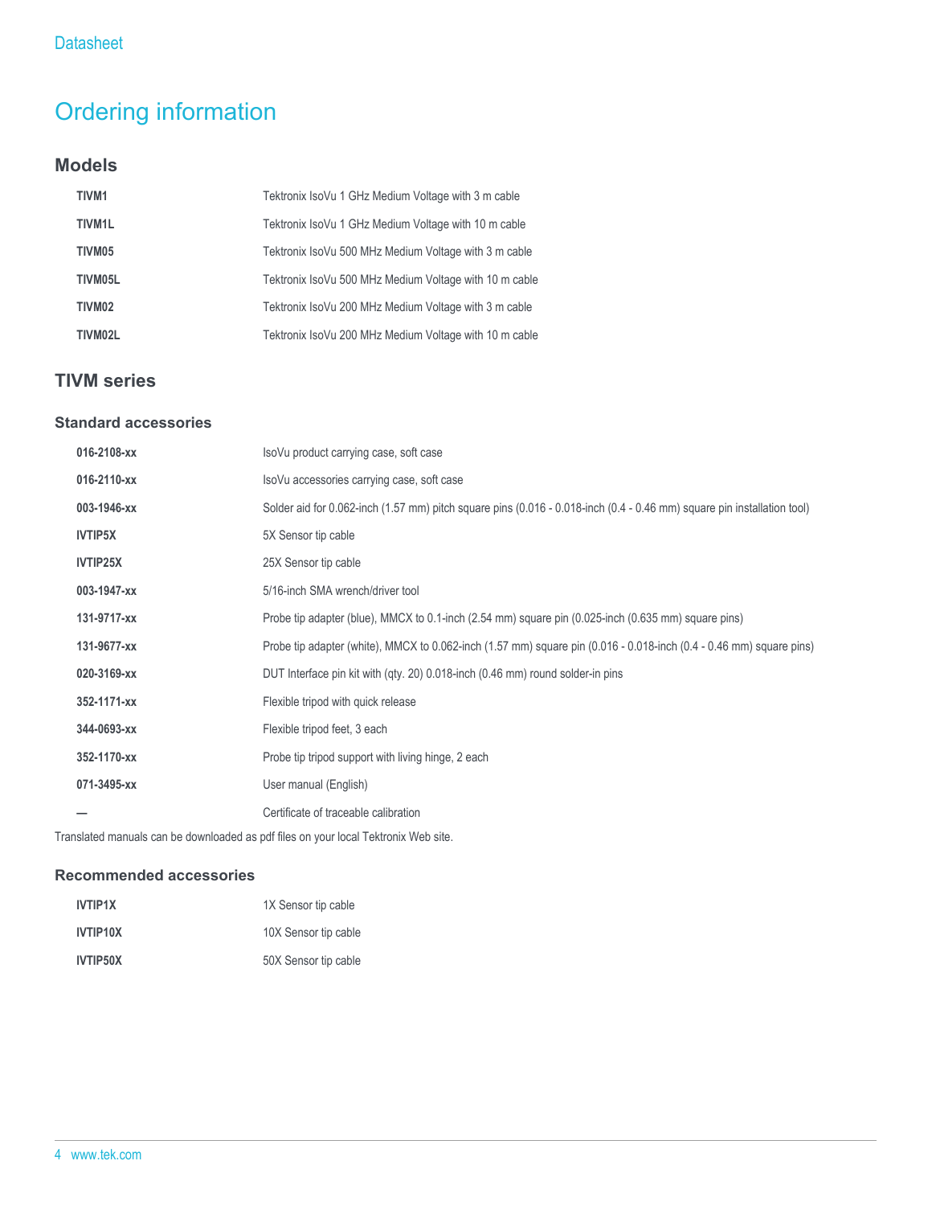# Ordering information

## Models

| | |
|---|---|
| **TIVM1** | Tektronix IsoVu 1 GHz Medium Voltage with 3 m cable |
| **TIVM1L** | Tektronix IsoVu 1 GHz Medium Voltage with 10 m cable |
| **TIVM05** | Tektronix IsoVu 500 MHz Medium Voltage with 3 m cable |
| **TIVM05L** | Tektronix IsoVu 500 MHz Medium Voltage with 10 m cable |
| **TIVM02** | Tektronix IsoVu 200 MHz Medium Voltage with 3 m cable |
| **TIVM02L** | Tektronix IsoVu 200 MHz Medium Voltage with 10 m cable |

## TIVM series

### Standard accessories

| | |
|---|---|
| **016-2108-xx** | IsoVu product carrying case, soft case |
| **016-2110-xx** | IsoVu accessories carrying case, soft case |
| **003-1946-xx** | Solder aid for 0.062-inch (1.57 mm) pitch square pins (0.016 - 0.018-inch (0.4 - 0.46 mm) square pin installation tool) |
| **IVTIP5X** | 5X Sensor tip cable |
| **IVTIP25X** | 25X Sensor tip cable |
| **003-1947-xx** | 5/16-inch SMA wrench/driver tool |
| **131-9717-xx** | Probe tip adapter (blue), MMCX to 0.1-inch (2.54 mm) square pin (0.025-inch (0.635 mm) square pins) |
| **131-9677-xx** | Probe tip adapter (white), MMCX to 0.062-inch (1.57 mm) square pin (0.016 - 0.018-inch (0.4 - 0.46 mm) square pins) |
| **020-3169-xx** | DUT Interface pin kit with (qty. 20) 0.018-inch (0.46 mm) round solder-in pins |
| **352-1171-xx** | Flexible tripod with quick release |
| **344-0693-xx** | Flexible tripod feet, 3 each |
| **352-1170-xx** | Probe tip tripod support with living hinge, 2 each |
| **071-3495-xx** | User manual (English) |
| **—** | Certificate of traceable calibration |

Translated manuals can be downloaded as pdf files on your local Tektronix Web site.

### Recommended accessories

| | |
|---|---|
| **IVTIP1X** | 1X Sensor tip cable |
| **IVTIP10X** | 10X Sensor tip cable |
| **IVTIP50X** | 50X Sensor tip cable |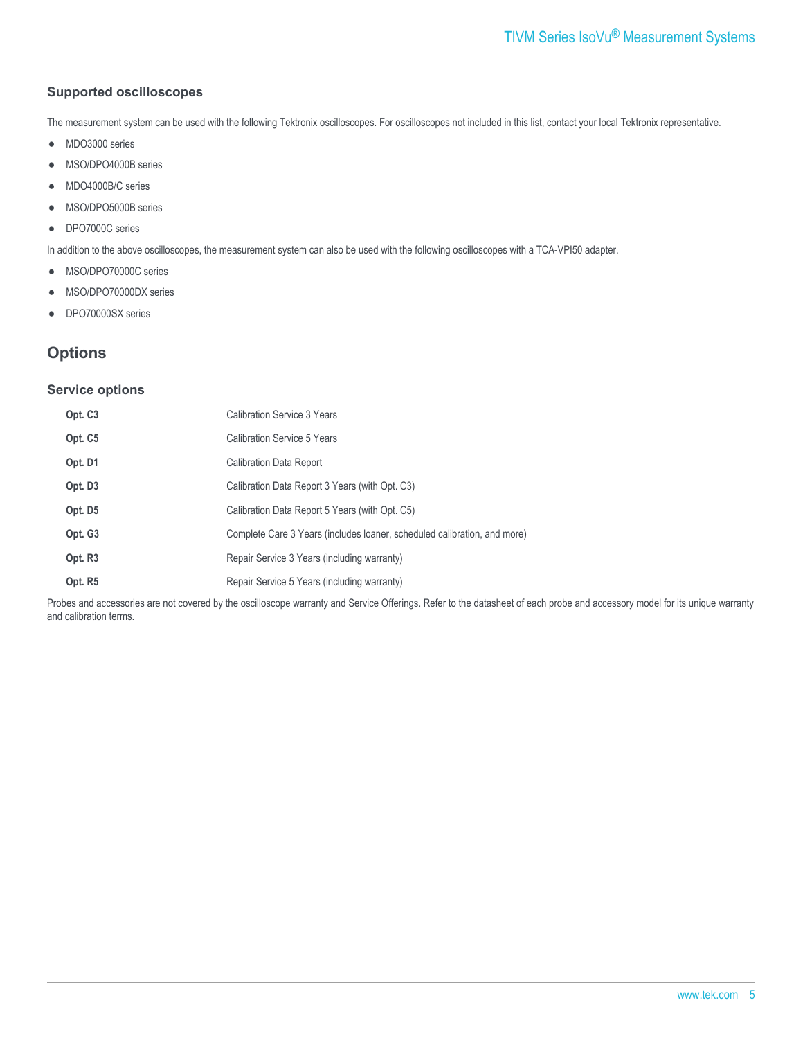### Supported oscilloscopes

The measurement system can be used with the following Tektronix oscilloscopes. For oscilloscopes not included in this list, contact your local Tektronix representative.

- MDO3000 series
- MSO/DPO4000B series
- MDO4000B/C series
- MSO/DPO5000B series
- DPO7000C series

In addition to the above oscilloscopes, the measurement system can also be used with the following oscilloscopes with a TCA-VPI50 adapter.

- MSO/DPO70000C series
- MSO/DPO70000DX series
- DPO70000SX series

## Options

### Service options

| | |
|---|---|
| **Opt. C3** | Calibration Service 3 Years |
| **Opt. C5** | Calibration Service 5 Years |
| **Opt. D1** | Calibration Data Report |
| **Opt. D3** | Calibration Data Report 3 Years (with Opt. C3) |
| **Opt. D5** | Calibration Data Report 5 Years (with Opt. C5) |
| **Opt. G3** | Complete Care 3 Years (includes loaner, scheduled calibration, and more) |
| **Opt. R3** | Repair Service 3 Years (including warranty) |
| **Opt. R5** | Repair Service 5 Years (including warranty) |

Probes and accessories are not covered by the oscilloscope warranty and Service Offerings. Refer to the datasheet of each probe and accessory model for its unique warranty and calibration terms.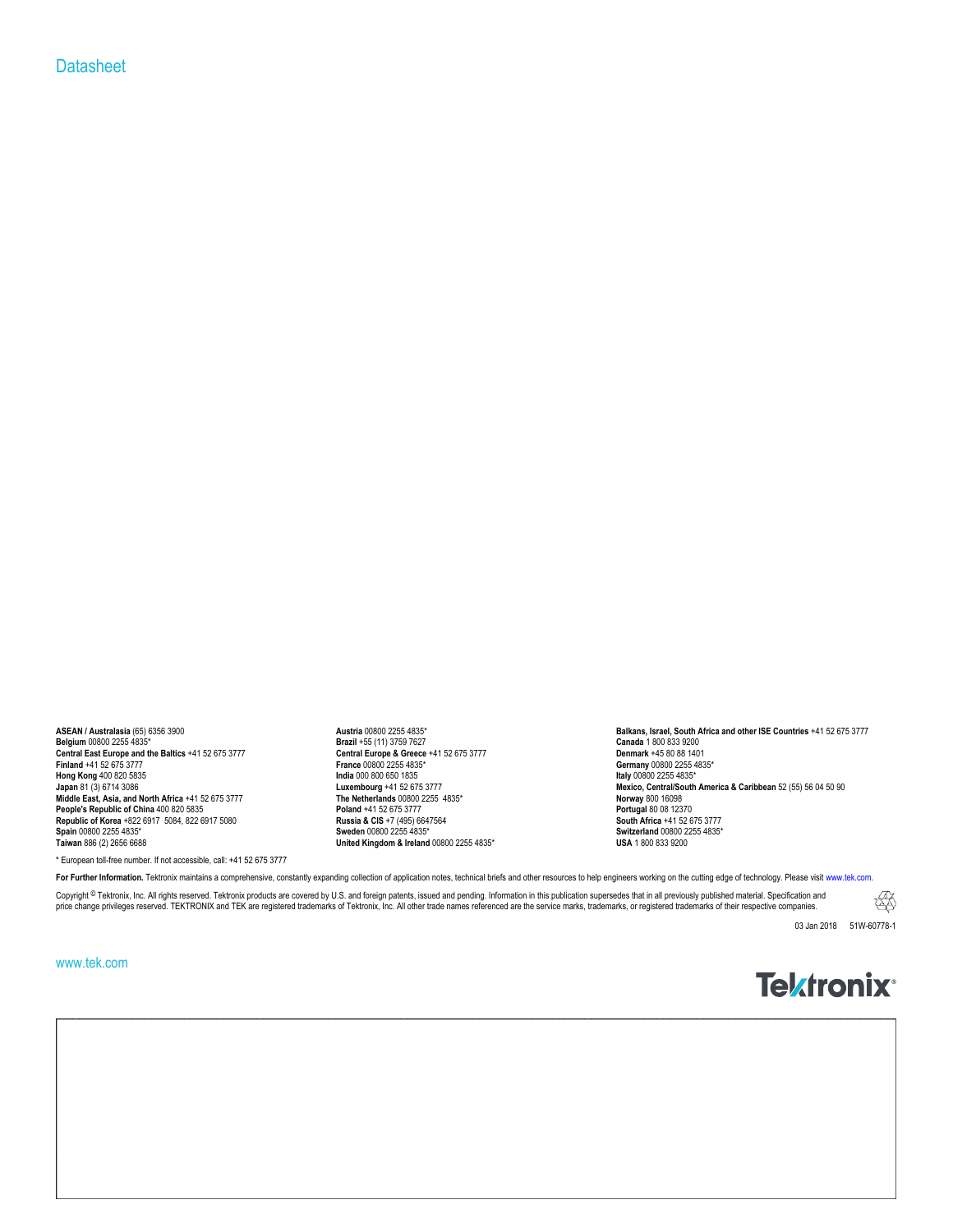**ASEAN / Australasia** (65) 6356 3900
**Belgium** 00800 2255 4835*
**Central East Europe and the Baltics** +41 52 675 3777
**Finland** +41 52 675 3777
**Hong Kong** 400 820 5835
**Japan** 81 (3) 6714 3086
**Middle East, Asia, and North Africa** +41 52 675 3777
**People's Republic of China** 400 820 5835
**Republic of Korea** +822 6917 5084, 822 6917 5080
**Spain** 00800 2255 4835*
**Taiwan** 886 (2) 2656 6688

**Austria** 00800 2255 4835*
**Brazil** +55 (11) 3759 7627
**Central Europe & Greece** +41 52 675 3777
**France** 00800 2255 4835*
**India** 000 800 650 1835
**Luxembourg** +41 52 675 3777
**The Netherlands** 00800 2255 4835*
**Poland** +41 52 675 3777
**Russia & CIS** +7 (495) 6647564
**Sweden** 00800 2255 4835*
**United Kingdom & Ireland** 00800 2255 4835*

**Balkans, Israel, South Africa and other ISE Countries** +41 52 675 3777
**Canada** 1 800 833 9200
**Denmark** +45 80 88 1401
**Germany** 00800 2255 4835*
**Italy** 00800 2255 4835*
**Mexico, Central/South America & Caribbean** 52 (55) 56 04 50 90
**Norway** 800 16098
**Portugal** 80 08 12370
**South Africa** +41 52 675 3777
**Switzerland** 00800 2255 4835*
**USA** 1 800 833 9200

* European toll-free number. If not accessible, call: +41 52 675 3777

**For Further Information.** Tektronix maintains a comprehensive, constantly expanding collection of application notes, technical briefs and other resources to help engineers working on the cutting edge of technology. Please visit www.tek.com.

Copyright © Tektronix, Inc. All rights reserved. Tektronix products are covered by U.S. and foreign patents, issued and pending. Information in this publication supersedes that in all previously published material. Specification and price change privileges reserved. TEKTRONIX and TEK are registered trademarks of Tektronix, Inc. All other trade names referenced are the service marks, trademarks, or registered trademarks of their respective companies.

03 Jan 2018 51W-60778-1

www.tek.com

Tektronix®